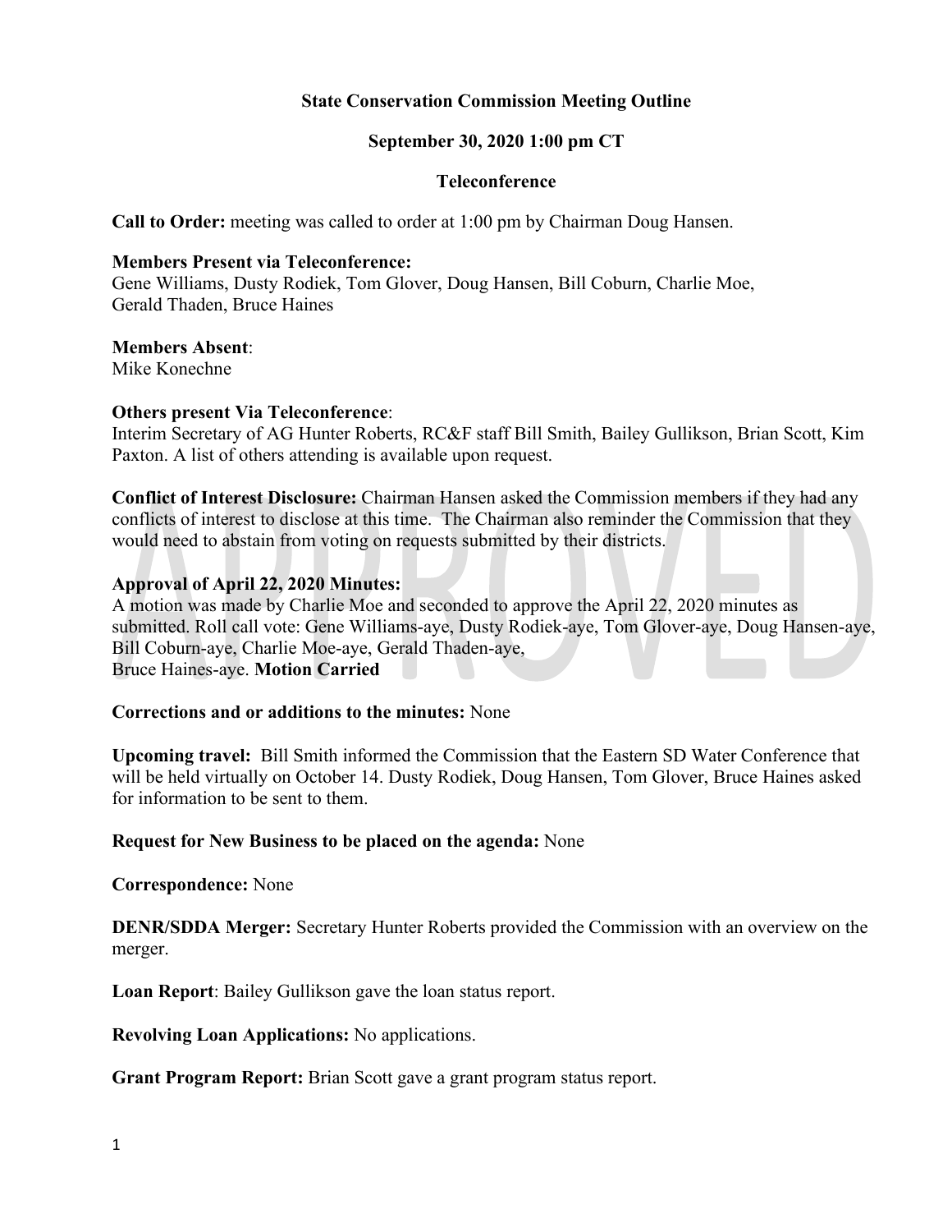**State Conservation Commission Meeting Outline**

**September 30, 2020 1:00 pm CT**

**Teleconference**

**Call to Order:** meeting was called to order at 1:00 pm by Chairman Doug Hansen.

**Members Present via Teleconference:**
Gene Williams, Dusty Rodiek, Tom Glover, Doug Hansen, Bill Coburn, Charlie Moe, Gerald Thaden, Bruce Haines

**Members Absent**:
Mike Konechne

**Others present Via Teleconference**:
Interim Secretary of AG Hunter Roberts, RC&F staff Bill Smith, Bailey Gullikson, Brian Scott, Kim Paxton. A list of others attending is available upon request.

**Conflict of Interest Disclosure:** Chairman Hansen asked the Commission members if they had any conflicts of interest to disclose at this time. The Chairman also reminder the Commission that they would need to abstain from voting on requests submitted by their districts.

**Approval of April 22, 2020 Minutes:**
A motion was made by Charlie Moe and seconded to approve the April 22, 2020 minutes as submitted. Roll call vote: Gene Williams-aye, Dusty Rodiek-aye, Tom Glover-aye, Doug Hansen-aye, Bill Coburn-aye, Charlie Moe-aye, Gerald Thaden-aye, Bruce Haines-aye. **Motion Carried**

**Corrections and or additions to the minutes:** None

**Upcoming travel:** Bill Smith informed the Commission that the Eastern SD Water Conference that will be held virtually on October 14. Dusty Rodiek, Doug Hansen, Tom Glover, Bruce Haines asked for information to be sent to them.

**Request for New Business to be placed on the agenda:** None

**Correspondence:** None

**DENR/SDDA Merger:** Secretary Hunter Roberts provided the Commission with an overview on the merger.

**Loan Report**: Bailey Gullikson gave the loan status report.

**Revolving Loan Applications:** No applications.

**Grant Program Report:** Brian Scott gave a grant program status report.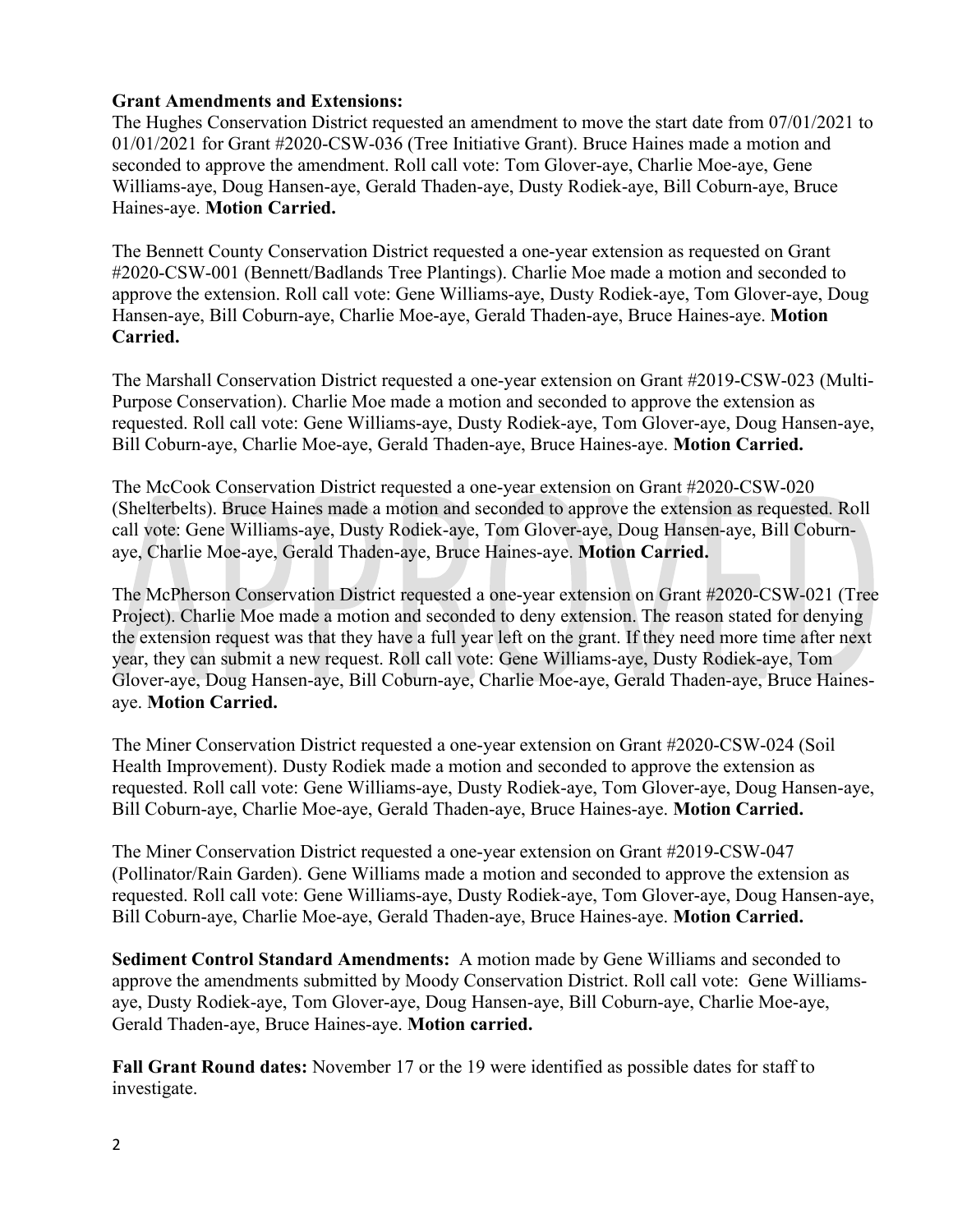**Grant Amendments and Extensions:**
The Hughes Conservation District requested an amendment to move the start date from 07/01/2021 to 01/01/2021 for Grant #2020-CSW-036 (Tree Initiative Grant). Bruce Haines made a motion and seconded to approve the amendment. Roll call vote: Tom Glover-aye, Charlie Moe-aye, Gene Williams-aye, Doug Hansen-aye, Gerald Thaden-aye, Dusty Rodiek-aye, Bill Coburn-aye, Bruce Haines-aye. **Motion Carried.**

The Bennett County Conservation District requested a one-year extension as requested on Grant #2020-CSW-001 (Bennett/Badlands Tree Plantings). Charlie Moe made a motion and seconded to approve the extension. Roll call vote: Gene Williams-aye, Dusty Rodiek-aye, Tom Glover-aye, Doug Hansen-aye, Bill Coburn-aye, Charlie Moe-aye, Gerald Thaden-aye, Bruce Haines-aye. **Motion Carried.**

The Marshall Conservation District requested a one-year extension on Grant #2019-CSW-023 (Multi-Purpose Conservation). Charlie Moe made a motion and seconded to approve the extension as requested. Roll call vote: Gene Williams-aye, Dusty Rodiek-aye, Tom Glover-aye, Doug Hansen-aye, Bill Coburn-aye, Charlie Moe-aye, Gerald Thaden-aye, Bruce Haines-aye. **Motion Carried.**

The McCook Conservation District requested a one-year extension on Grant #2020-CSW-020 (Shelterbelts). Bruce Haines made a motion and seconded to approve the extension as requested. Roll call vote: Gene Williams-aye, Dusty Rodiek-aye, Tom Glover-aye, Doug Hansen-aye, Bill Coburn-aye, Charlie Moe-aye, Gerald Thaden-aye, Bruce Haines-aye. **Motion Carried.**

The McPherson Conservation District requested a one-year extension on Grant #2020-CSW-021 (Tree Project). Charlie Moe made a motion and seconded to deny extension. The reason stated for denying the extension request was that they have a full year left on the grant. If they need more time after next year, they can submit a new request. Roll call vote: Gene Williams-aye, Dusty Rodiek-aye, Tom Glover-aye, Doug Hansen-aye, Bill Coburn-aye, Charlie Moe-aye, Gerald Thaden-aye, Bruce Haines-aye. **Motion Carried.**

The Miner Conservation District requested a one-year extension on Grant #2020-CSW-024 (Soil Health Improvement). Dusty Rodiek made a motion and seconded to approve the extension as requested. Roll call vote: Gene Williams-aye, Dusty Rodiek-aye, Tom Glover-aye, Doug Hansen-aye, Bill Coburn-aye, Charlie Moe-aye, Gerald Thaden-aye, Bruce Haines-aye. **Motion Carried.**

The Miner Conservation District requested a one-year extension on Grant #2019-CSW-047 (Pollinator/Rain Garden). Gene Williams made a motion and seconded to approve the extension as requested. Roll call vote: Gene Williams-aye, Dusty Rodiek-aye, Tom Glover-aye, Doug Hansen-aye, Bill Coburn-aye, Charlie Moe-aye, Gerald Thaden-aye, Bruce Haines-aye. **Motion Carried.**

**Sediment Control Standard Amendments:** A motion made by Gene Williams and seconded to approve the amendments submitted by Moody Conservation District. Roll call vote: Gene Williams-aye, Dusty Rodiek-aye, Tom Glover-aye, Doug Hansen-aye, Bill Coburn-aye, Charlie Moe-aye, Gerald Thaden-aye, Bruce Haines-aye. **Motion carried.**

**Fall Grant Round dates:** November 17 or the 19 were identified as possible dates for staff to investigate.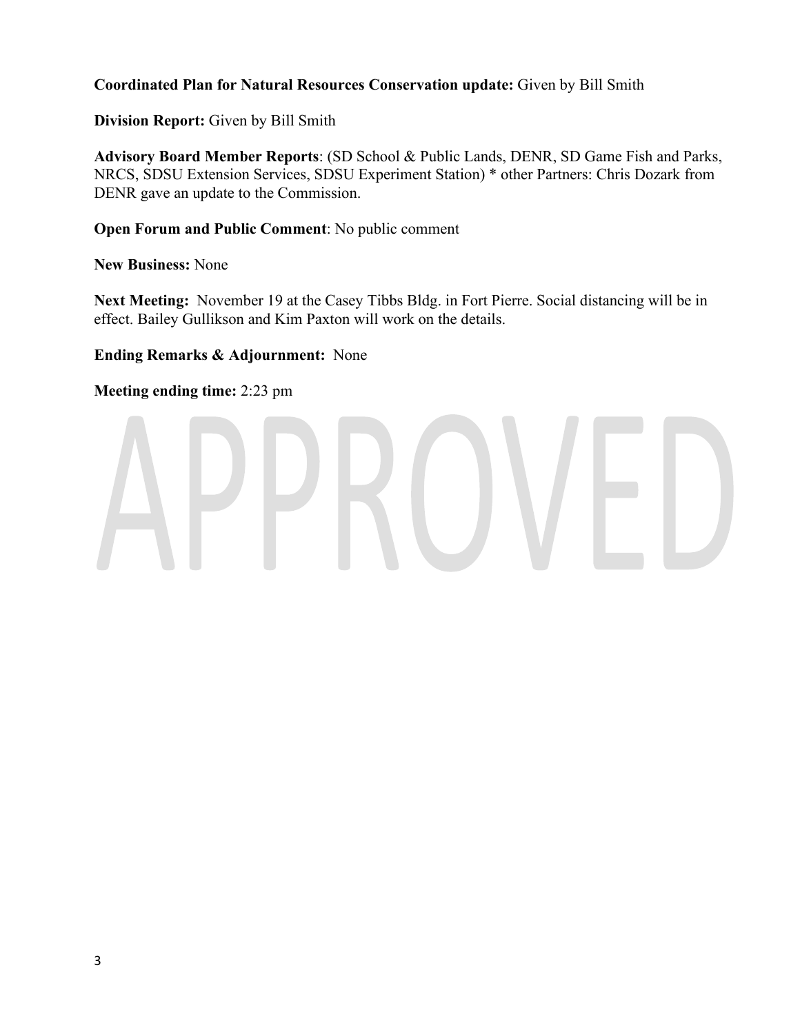**Coordinated Plan for Natural Resources Conservation update:** Given by Bill Smith

**Division Report:** Given by Bill Smith

**Advisory Board Member Reports**: (SD School & Public Lands, DENR, SD Game Fish and Parks, NRCS, SDSU Extension Services, SDSU Experiment Station) * other Partners: Chris Dozark from DENR gave an update to the Commission.

**Open Forum and Public Comment**: No public comment

**New Business:** None

**Next Meeting:** November 19 at the Casey Tibbs Bldg. in Fort Pierre. Social distancing will be in effect. Bailey Gullikson and Kim Paxton will work on the details.

**Ending Remarks & Adjournment:** None

**Meeting ending time:** 2:23 pm

APPROVED